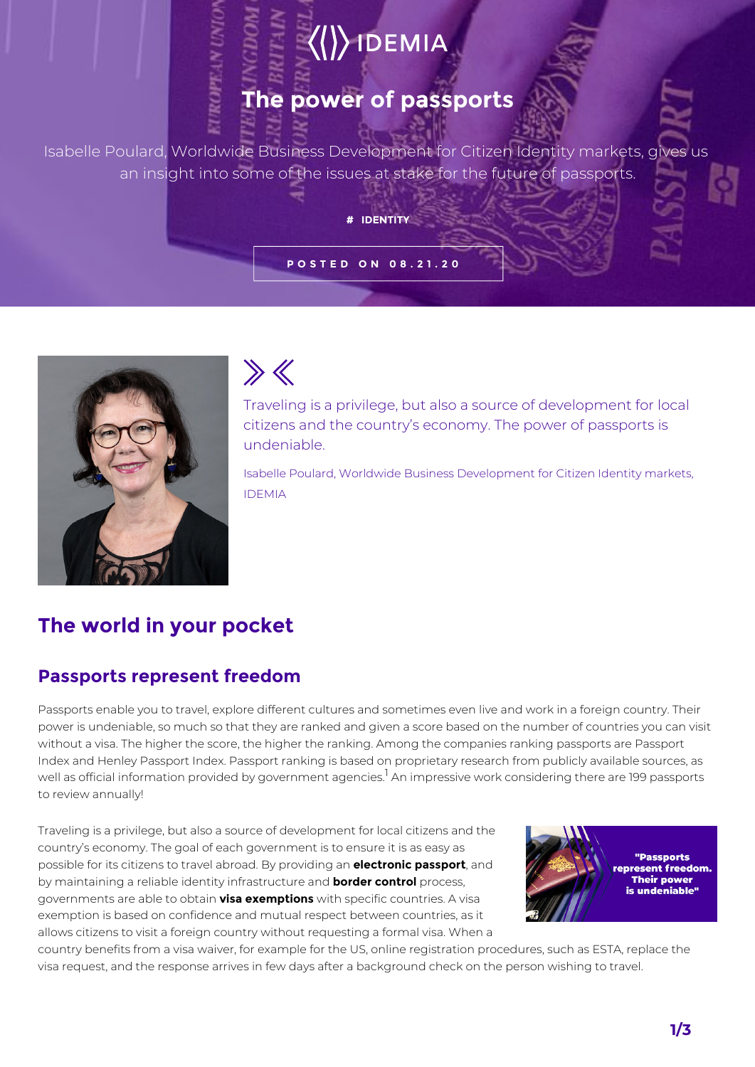IDEMIA

# The power of passports

Isabelle Poulard, Worldwide Business Development for Citizen Identity markets, gives us an insight into some of the issues at stake for the future of passports.

# IDENTITY

POSTED ON 08.21.20

Traveling is a privilege, but also a source of development for local citizens and the country's economy. The power of passports is undeniable.

Isabelle Poulard, Worldwide Business Development for Citizen Identity markets, IDEMIA

## The world in your pocket

### Passports represent freedom

Passports enable you to travel, explore different cultures and sometimes even live and work in a foreign country. Their power is undeniable, so much so that they are ranked and given a score based on the number of countries you can visit without a visa. The higher the score, the higher the ranking. Among the companies ranking passports are Passport Index and Henley Passport Index. Passport ranking is based on proprietary research from publicly available sources, as well as official information provided by government agencies.[1] An impressive work considering there are 199 passports to review annually!

Traveling is a privilege, but also a source of development for local citizens and the country's economy. The goal of each government is to ensure it is as easy as possible for its citizens to travel abroad. By providing an **electronic passport**, and by maintaining a reliable identity infrastructure and **border control** process, governments are able to obtain **visa exemptions** with specific countries. A visa exemption is based on confidence and mutual respect between countries, as it allows citizens to visit a foreign country without requesting a formal visa. When a country benefits from a visa waiver, for example for the US, online registration procedures, such as ESTA, replace the visa request, and the response arrives in few days after a background check on the person wishing to travel.

"Passports represent freedom. Their power is undeniable"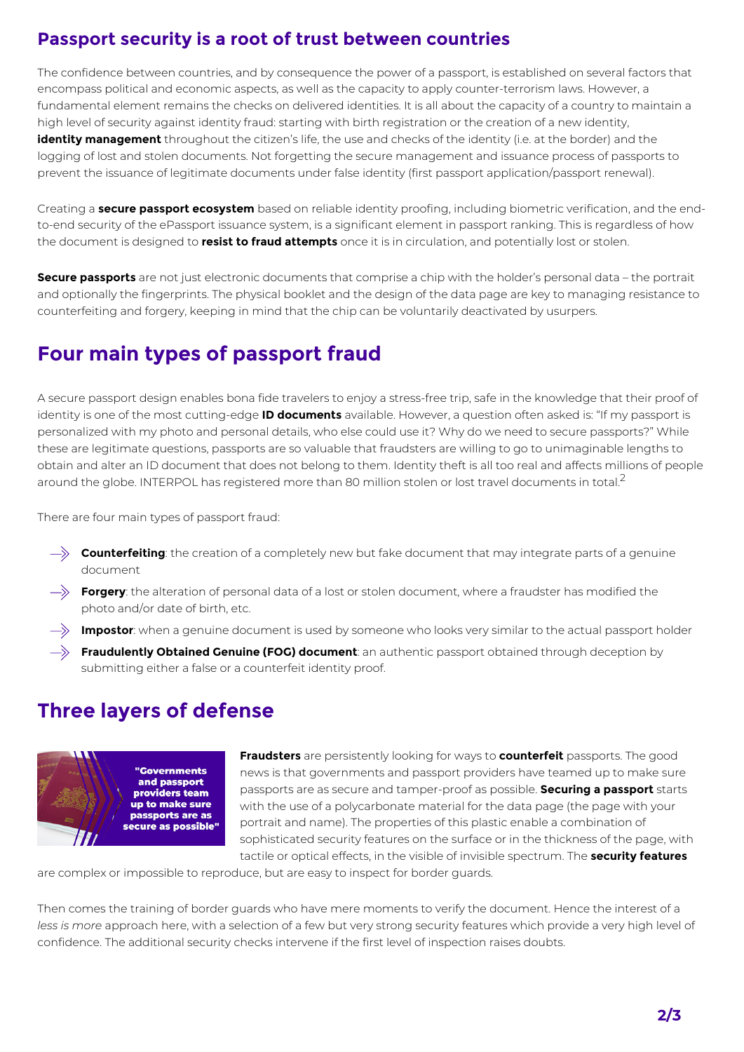## Passport security is a root of trust between countries

The confidence between countries, and by consequence the power of a passport, is established on several factors that encompass political and economic aspects, as well as the capacity to apply counter-terrorism laws. However, a fundamental element remains the checks on delivered identities. It is all about the capacity of a country to maintain a high level of security against identity fraud: starting with birth registration or the creation of a new identity, **identity management** throughout the citizen's life, the use and checks of the identity (i.e. at the border) and the logging of lost and stolen documents. Not forgetting the secure management and issuance process of passports to prevent the issuance of legitimate documents under false identity (first passport application/passport renewal).

Creating a **secure passport ecosystem** based on reliable identity proofing, including biometric verification, and the end-to-end security of the ePassport issuance system, is a significant element in passport ranking. This is regardless of how the document is designed to **resist to fraud attempts** once it is in circulation, and potentially lost or stolen.

**Secure passports** are not just electronic documents that comprise a chip with the holder's personal data – the portrait and optionally the fingerprints. The physical booklet and the design of the data page are key to managing resistance to counterfeiting and forgery, keeping in mind that the chip can be voluntarily deactivated by usurpers.

## Four main types of passport fraud

A secure passport design enables bona fide travelers to enjoy a stress-free trip, safe in the knowledge that their proof of identity is one of the most cutting-edge **ID documents** available. However, a question often asked is: "If my passport is personalized with my photo and personal details, who else could use it? Why do we need to secure passports?" While these are legitimate questions, passports are so valuable that fraudsters are willing to go to unimaginable lengths to obtain and alter an ID document that does not belong to them. Identity theft is all too real and affects millions of people around the globe. INTERPOL has registered more than 80 million stolen or lost travel documents in total.[2]

There are four main types of passport fraud:

- **Counterfeiting**: the creation of a completely new but fake document that may integrate parts of a genuine document
- **Forgery**: the alteration of personal data of a lost or stolen document, where a fraudster has modified the photo and/or date of birth, etc.
- **Impostor**: when a genuine document is used by someone who looks very similar to the actual passport holder
- **Fraudulently Obtained Genuine (FOG) document**: an authentic passport obtained through deception by submitting either a false or a counterfeit identity proof.

## Three layers of defense

"Governments and passport providers team up to make sure passports are as secure as possible"

**Fraudsters** are persistently looking for ways to **counterfeit** passports. The good news is that governments and passport providers have teamed up to make sure passports are as secure and tamper-proof as possible. **Securing a passport** starts with the use of a polycarbonate material for the data page (the page with your portrait and name). The properties of this plastic enable a combination of sophisticated security features on the surface or in the thickness of the page, with tactile or optical effects, in the visible of invisible spectrum. The **security features** are complex or impossible to reproduce, but are easy to inspect for border guards.

Then comes the training of border guards who have mere moments to verify the document. Hence the interest of a *less is more* approach here, with a selection of a few but very strong security features which provide a very high level of confidence. The additional security checks intervene if the first level of inspection raises doubts.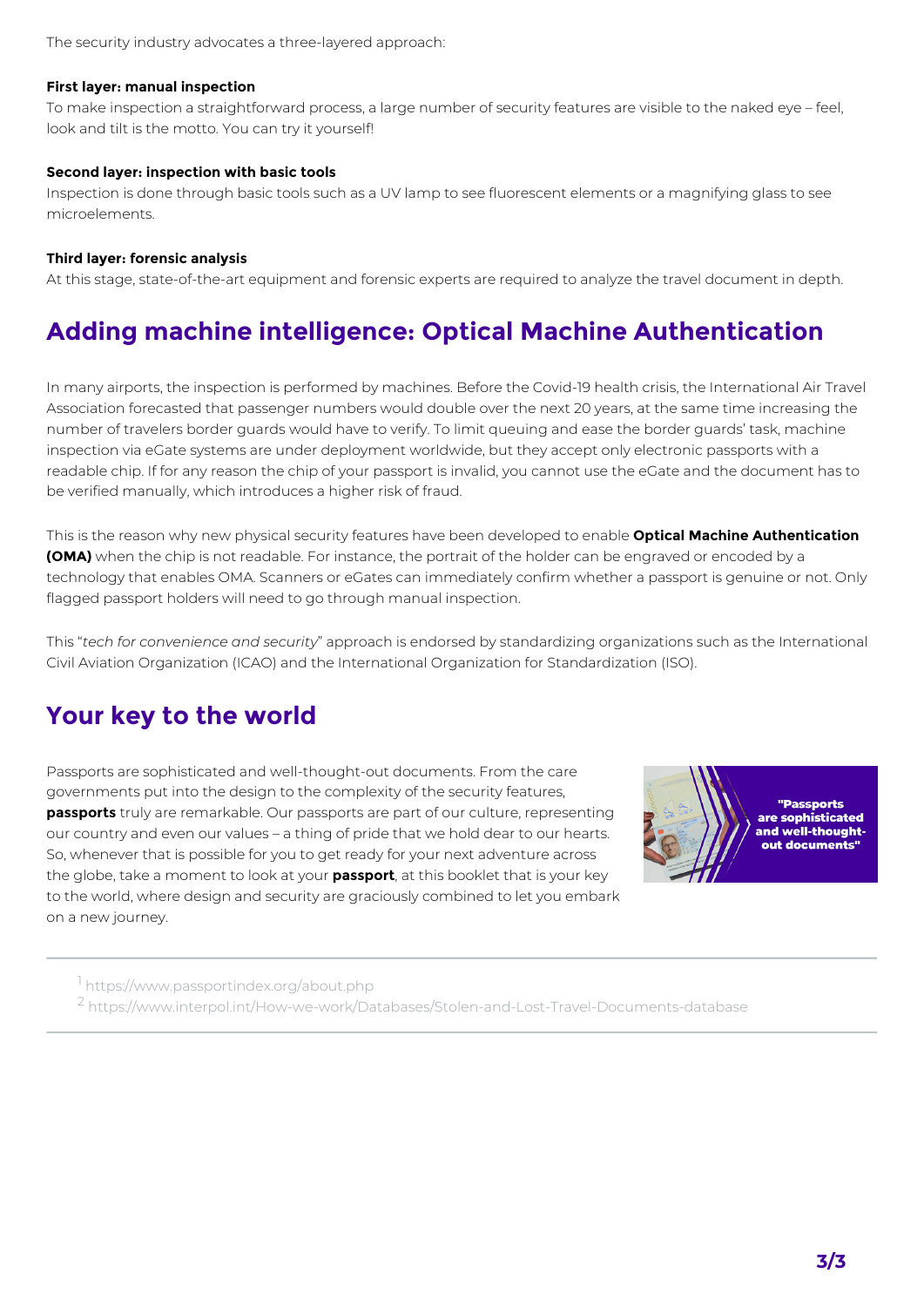The security industry advocates a three-layered approach:

**First layer: manual inspection**

To make inspection a straightforward process, a large number of security features are visible to the naked eye – feel, look and tilt is the motto. You can try it yourself!

**Second layer: inspection with basic tools**

Inspection is done through basic tools such as a UV lamp to see fluorescent elements or a magnifying glass to see microelements.

**Third layer: forensic analysis**

At this stage, state-of-the-art equipment and forensic experts are required to analyze the travel document in depth.

## Adding machine intelligence: Optical Machine Authentication

In many airports, the inspection is performed by machines. Before the Covid-19 health crisis, the International Air Travel Association forecasted that passenger numbers would double over the next 20 years, at the same time increasing the number of travelers border guards would have to verify. To limit queuing and ease the border guards' task, machine inspection via eGate systems are under deployment worldwide, but they accept only electronic passports with a readable chip. If for any reason the chip of your passport is invalid, you cannot use the eGate and the document has to be verified manually, which introduces a higher risk of fraud.

This is the reason why new physical security features have been developed to enable **Optical Machine Authentication (OMA)** when the chip is not readable. For instance, the portrait of the holder can be engraved or encoded by a technology that enables OMA. Scanners or eGates can immediately confirm whether a passport is genuine or not. Only flagged passport holders will need to go through manual inspection.

This "*tech for convenience and security*" approach is endorsed by standardizing organizations such as the International Civil Aviation Organization (ICAO) and the International Organization for Standardization (ISO).

## Your key to the world

Passports are sophisticated and well-thought-out documents. From the care governments put into the design to the complexity of the security features, **passports** truly are remarkable. Our passports are part of our culture, representing our country and even our values – a thing of pride that we hold dear to our hearts. So, whenever that is possible for you to get ready for your next adventure across the globe, take a moment to look at your **passport**, at this booklet that is your key to the world, where design and security are graciously combined to let you embark on a new journey.

"Passports are sophisticated and well-thought-out documents"

[1] https://www.passportindex.org/about.php

[2] https://www.interpol.int/How-we-work/Databases/Stolen-and-Lost-Travel-Documents-database